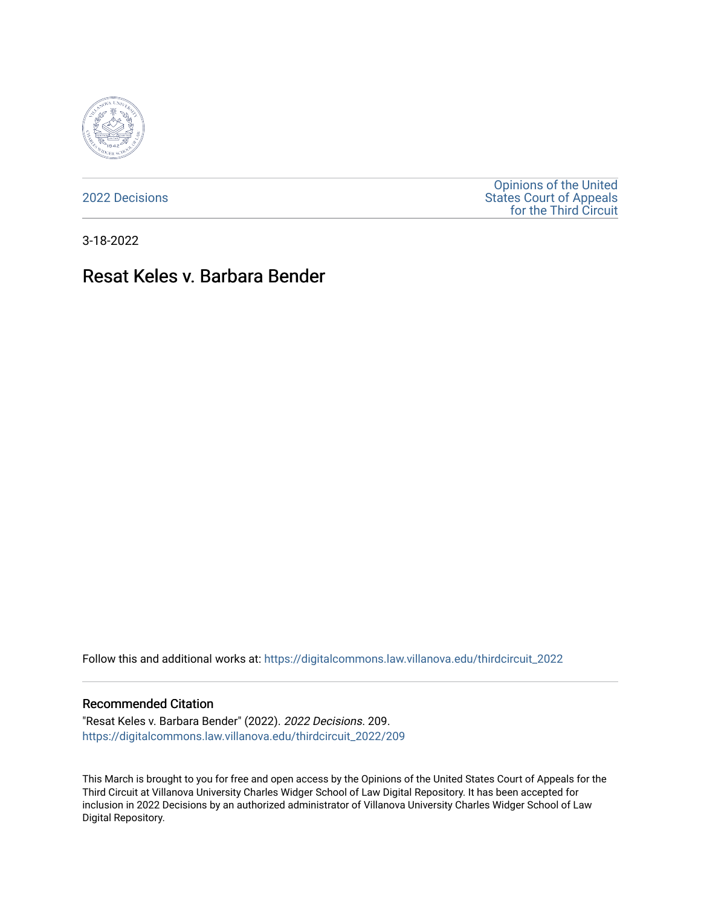2022 Decisions

Opinions of the United States Court of Appeals for the Third Circuit

3-18-2022

# Resat Keles v. Barbara Bender

Follow this and additional works at: https://digitalcommons.law.villanova.edu/thirdcircuit_2022

## Recommended Citation

"Resat Keles v. Barbara Bender" (2022). *2022 Decisions*. 209.
https://digitalcommons.law.villanova.edu/thirdcircuit_2022/209

This March is brought to you for free and open access by the Opinions of the United States Court of Appeals for the Third Circuit at Villanova University Charles Widger School of Law Digital Repository. It has been accepted for inclusion in 2022 Decisions by an authorized administrator of Villanova University Charles Widger School of Law Digital Repository.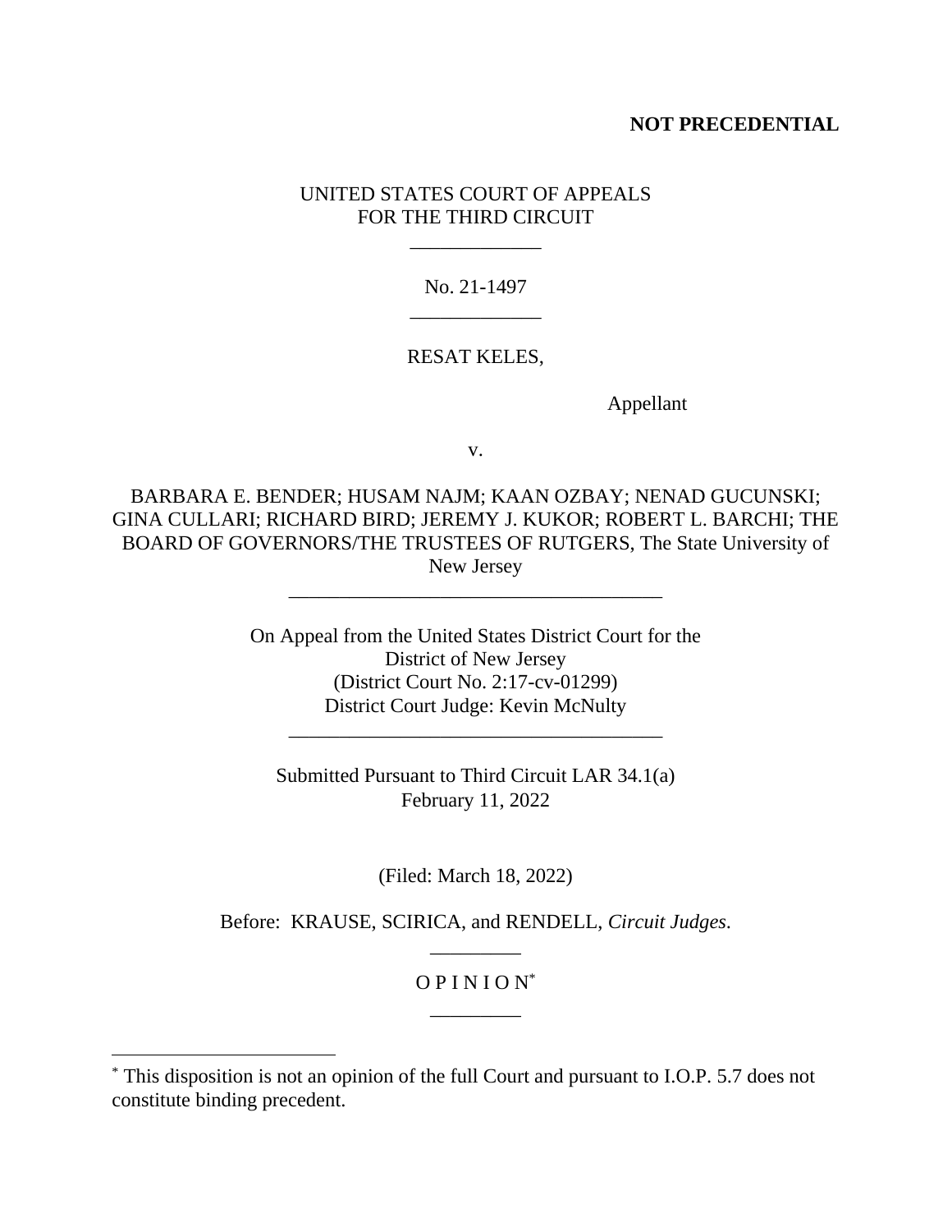**NOT PRECEDENTIAL**

UNITED STATES COURT OF APPEALS
FOR THE THIRD CIRCUIT

\_\_\_\_\_\_\_\_\_\_\_\_\_

No. 21-1497

\_\_\_\_\_\_\_\_\_\_\_\_\_

RESAT KELES,

Appellant

v.

BARBARA E. BENDER; HUSAM NAJM; KAAN OZBAY; NENAD GUCUNSKI; GINA CULLARI; RICHARD BIRD; JEREMY J. KUKOR; ROBERT L. BARCHI; THE BOARD OF GOVERNORS/THE TRUSTEES OF RUTGERS, The State University of New Jersey

\_\_\_\_\_\_\_\_\_\_\_\_\_\_\_\_\_\_\_\_\_\_\_\_\_\_\_\_\_\_\_\_\_\_\_\_\_\_

On Appeal from the United States District Court for the District of New Jersey
(District Court No. 2:17-cv-01299)
District Court Judge: Kevin McNulty

\_\_\_\_\_\_\_\_\_\_\_\_\_\_\_\_\_\_\_\_\_\_\_\_\_\_\_\_\_\_\_\_\_\_\_\_\_\_

Submitted Pursuant to Third Circuit LAR 34.1(a)
February 11, 2022

(Filed: March 18, 2022)

Before: KRAUSE, SCIRICA, and RENDELL, *Circuit Judges.*

\_\_\_\_\_\_\_\_\_

O P I N I O N*

\_\_\_\_\_\_\_\_\_

* This disposition is not an opinion of the full Court and pursuant to I.O.P. 5.7 does not constitute binding precedent.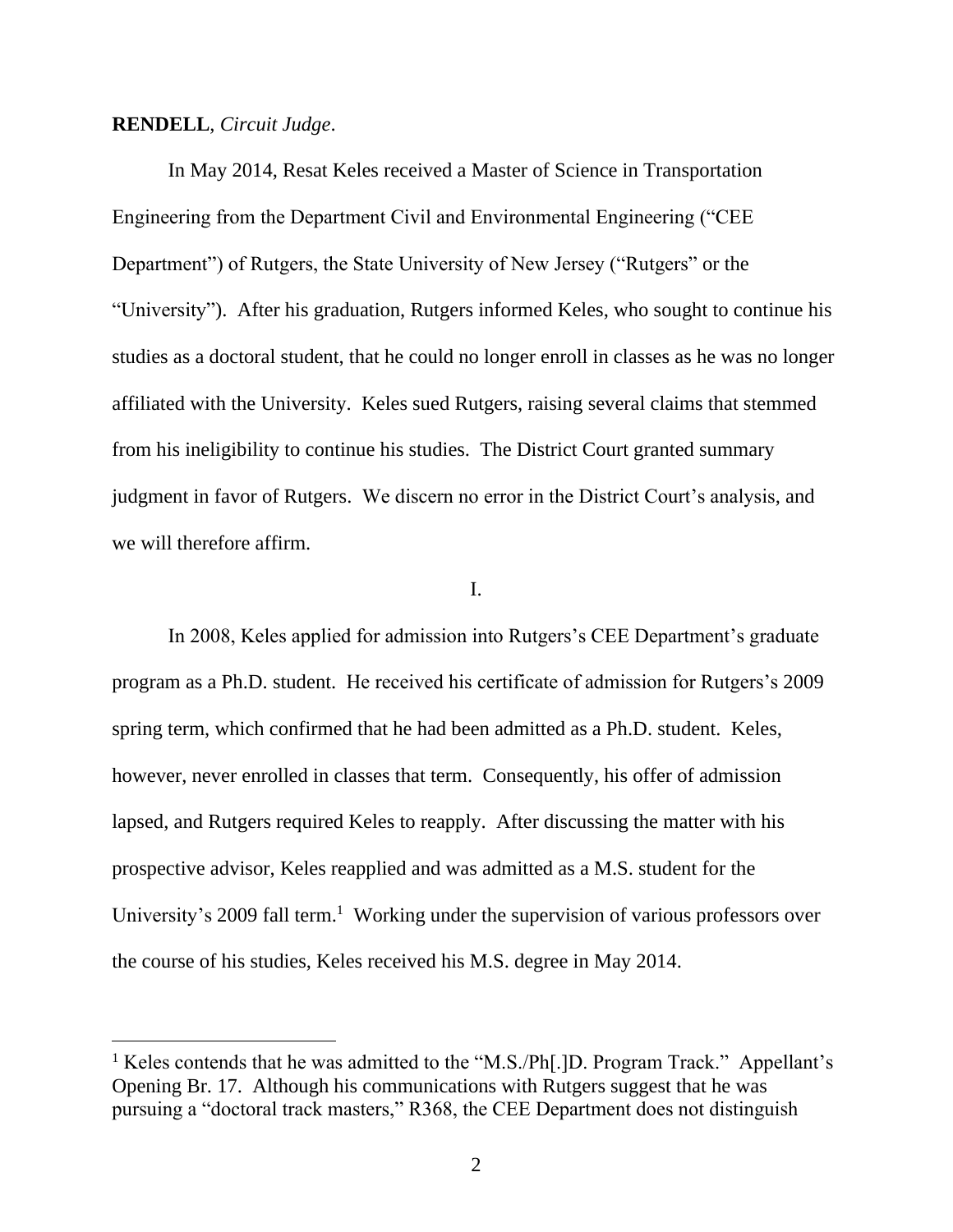**RENDELL**, *Circuit Judge*.

In May 2014, Resat Keles received a Master of Science in Transportation Engineering from the Department Civil and Environmental Engineering ("CEE Department") of Rutgers, the State University of New Jersey ("Rutgers" or the "University"). After his graduation, Rutgers informed Keles, who sought to continue his studies as a doctoral student, that he could no longer enroll in classes as he was no longer affiliated with the University. Keles sued Rutgers, raising several claims that stemmed from his ineligibility to continue his studies. The District Court granted summary judgment in favor of Rutgers. We discern no error in the District Court's analysis, and we will therefore affirm.

I.

In 2008, Keles applied for admission into Rutgers's CEE Department's graduate program as a Ph.D. student. He received his certificate of admission for Rutgers's 2009 spring term, which confirmed that he had been admitted as a Ph.D. student. Keles, however, never enrolled in classes that term. Consequently, his offer of admission lapsed, and Rutgers required Keles to reapply. After discussing the matter with his prospective advisor, Keles reapplied and was admitted as a M.S. student for the University's 2009 fall term.[1] Working under the supervision of various professors over the course of his studies, Keles received his M.S. degree in May 2014.

[1] Keles contends that he was admitted to the "M.S./Ph[.]D. Program Track." Appellant's Opening Br. 17. Although his communications with Rutgers suggest that he was pursuing a "doctoral track masters," R368, the CEE Department does not distinguish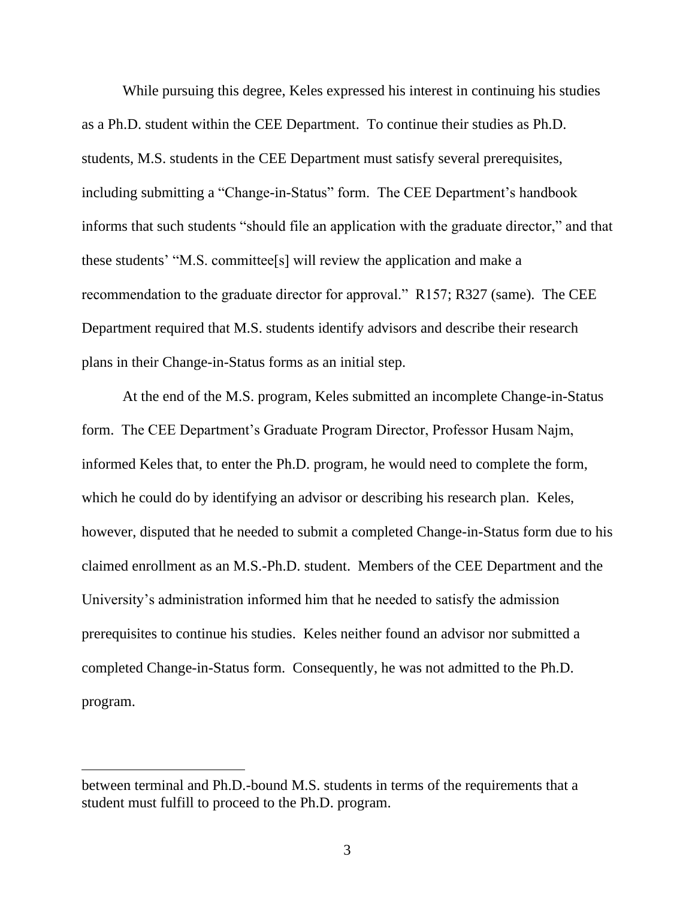While pursuing this degree, Keles expressed his interest in continuing his studies as a Ph.D. student within the CEE Department. To continue their studies as Ph.D. students, M.S. students in the CEE Department must satisfy several prerequisites, including submitting a "Change-in-Status" form. The CEE Department's handbook informs that such students "should file an application with the graduate director," and that these students' "M.S. committee[s] will review the application and make a recommendation to the graduate director for approval." R157; R327 (same). The CEE Department required that M.S. students identify advisors and describe their research plans in their Change-in-Status forms as an initial step.

At the end of the M.S. program, Keles submitted an incomplete Change-in-Status form. The CEE Department's Graduate Program Director, Professor Husam Najm, informed Keles that, to enter the Ph.D. program, he would need to complete the form, which he could do by identifying an advisor or describing his research plan. Keles, however, disputed that he needed to submit a completed Change-in-Status form due to his claimed enrollment as an M.S.-Ph.D. student. Members of the CEE Department and the University's administration informed him that he needed to satisfy the admission prerequisites to continue his studies. Keles neither found an advisor nor submitted a completed Change-in-Status form. Consequently, he was not admitted to the Ph.D. program.

---

between terminal and Ph.D.-bound M.S. students in terms of the requirements that a student must fulfill to proceed to the Ph.D. program.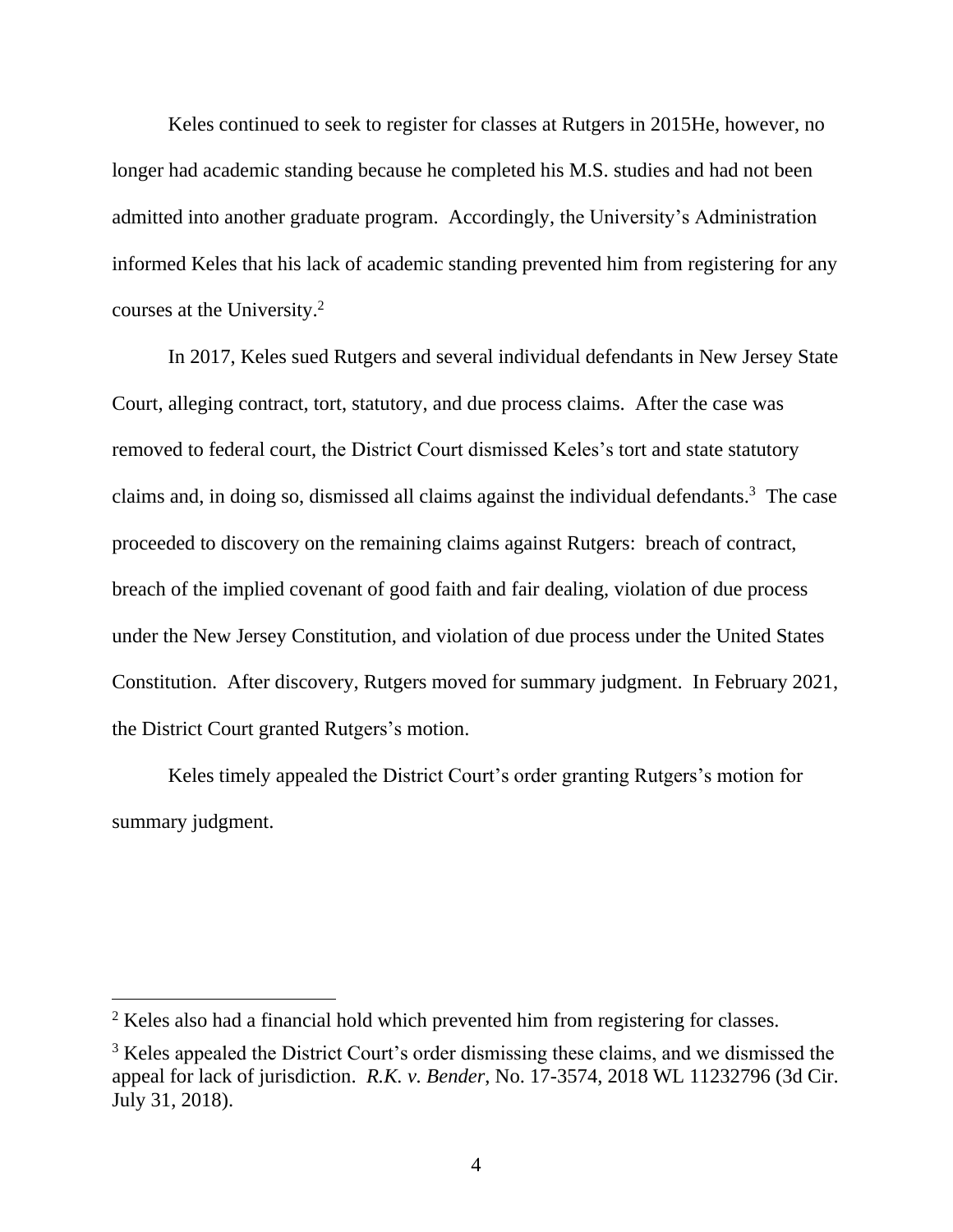Keles continued to seek to register for classes at Rutgers in 2015He, however, no longer had academic standing because he completed his M.S. studies and had not been admitted into another graduate program. Accordingly, the University's Administration informed Keles that his lack of academic standing prevented him from registering for any courses at the University.[2]

In 2017, Keles sued Rutgers and several individual defendants in New Jersey State Court, alleging contract, tort, statutory, and due process claims. After the case was removed to federal court, the District Court dismissed Keles's tort and state statutory claims and, in doing so, dismissed all claims against the individual defendants.[3] The case proceeded to discovery on the remaining claims against Rutgers: breach of contract, breach of the implied covenant of good faith and fair dealing, violation of due process under the New Jersey Constitution, and violation of due process under the United States Constitution. After discovery, Rutgers moved for summary judgment. In February 2021, the District Court granted Rutgers's motion.

Keles timely appealed the District Court's order granting Rutgers's motion for summary judgment.

---

[2] Keles also had a financial hold which prevented him from registering for classes.

[3] Keles appealed the District Court's order dismissing these claims, and we dismissed the appeal for lack of jurisdiction. *R.K. v. Bender*, No. 17-3574, 2018 WL 11232796 (3d Cir. July 31, 2018).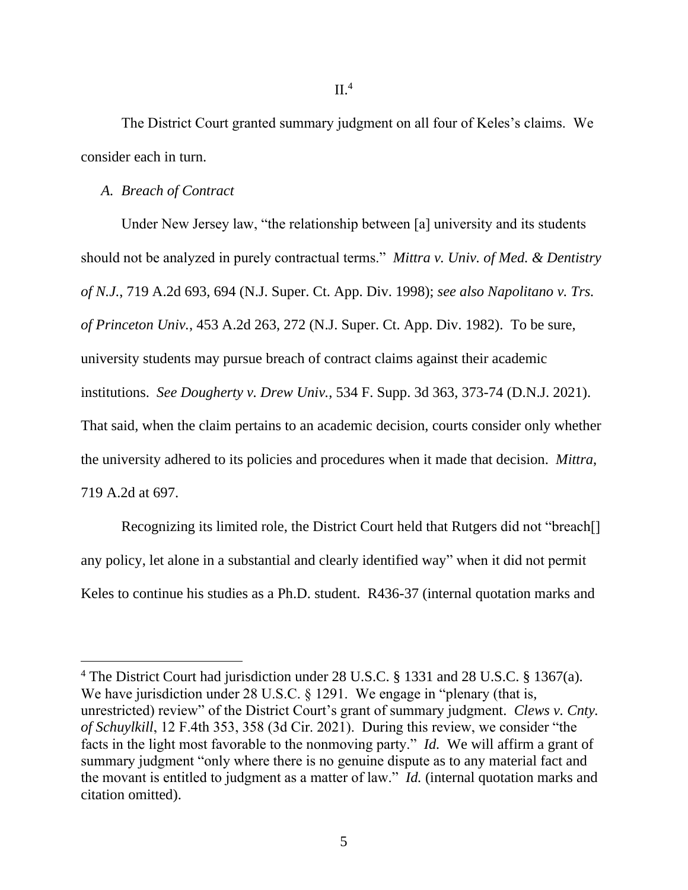## II.[4]

The District Court granted summary judgment on all four of Keles's claims. We consider each in turn.

### *A. Breach of Contract*

Under New Jersey law, "the relationship between [a] university and its students should not be analyzed in purely contractual terms." *Mittra v. Univ. of Med. & Dentistry of N.J.*, 719 A.2d 693, 694 (N.J. Super. Ct. App. Div. 1998); *see also Napolitano v. Trs. of Princeton Univ.*, 453 A.2d 263, 272 (N.J. Super. Ct. App. Div. 1982). To be sure, university students may pursue breach of contract claims against their academic institutions. *See Dougherty v. Drew Univ.*, 534 F. Supp. 3d 363, 373-74 (D.N.J. 2021). That said, when the claim pertains to an academic decision, courts consider only whether the university adhered to its policies and procedures when it made that decision. *Mittra*, 719 A.2d at 697.

Recognizing its limited role, the District Court held that Rutgers did not "breach[] any policy, let alone in a substantial and clearly identified way" when it did not permit Keles to continue his studies as a Ph.D. student. R436-37 (internal quotation marks and

---

[4] The District Court had jurisdiction under 28 U.S.C. § 1331 and 28 U.S.C. § 1367(a). We have jurisdiction under 28 U.S.C. § 1291. We engage in "plenary (that is, unrestricted) review" of the District Court's grant of summary judgment. *Clews v. Cnty. of Schuylkill*, 12 F.4th 353, 358 (3d Cir. 2021). During this review, we consider "the facts in the light most favorable to the nonmoving party." *Id.* We will affirm a grant of summary judgment "only where there is no genuine dispute as to any material fact and the movant is entitled to judgment as a matter of law." *Id.* (internal quotation marks and citation omitted).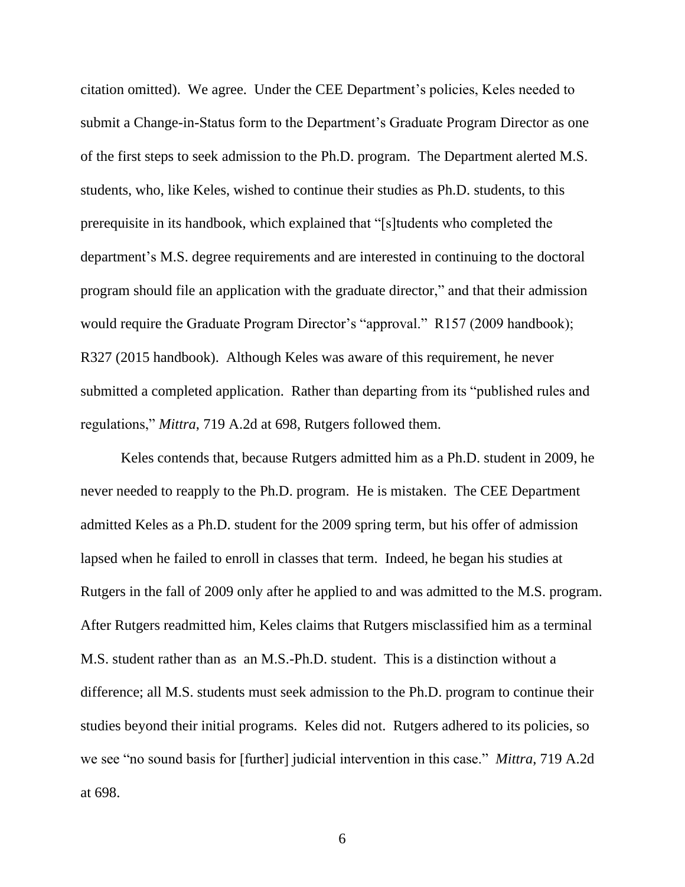citation omitted). We agree. Under the CEE Department's policies, Keles needed to submit a Change-in-Status form to the Department's Graduate Program Director as one of the first steps to seek admission to the Ph.D. program. The Department alerted M.S. students, who, like Keles, wished to continue their studies as Ph.D. students, to this prerequisite in its handbook, which explained that "[s]tudents who completed the department's M.S. degree requirements and are interested in continuing to the doctoral program should file an application with the graduate director," and that their admission would require the Graduate Program Director's "approval." R157 (2009 handbook); R327 (2015 handbook). Although Keles was aware of this requirement, he never submitted a completed application. Rather than departing from its "published rules and regulations," *Mittra*, 719 A.2d at 698, Rutgers followed them.

Keles contends that, because Rutgers admitted him as a Ph.D. student in 2009, he never needed to reapply to the Ph.D. program. He is mistaken. The CEE Department admitted Keles as a Ph.D. student for the 2009 spring term, but his offer of admission lapsed when he failed to enroll in classes that term. Indeed, he began his studies at Rutgers in the fall of 2009 only after he applied to and was admitted to the M.S. program. After Rutgers readmitted him, Keles claims that Rutgers misclassified him as a terminal M.S. student rather than as an M.S.-Ph.D. student. This is a distinction without a difference; all M.S. students must seek admission to the Ph.D. program to continue their studies beyond their initial programs. Keles did not. Rutgers adhered to its policies, so we see "no sound basis for [further] judicial intervention in this case." *Mittra*, 719 A.2d at 698.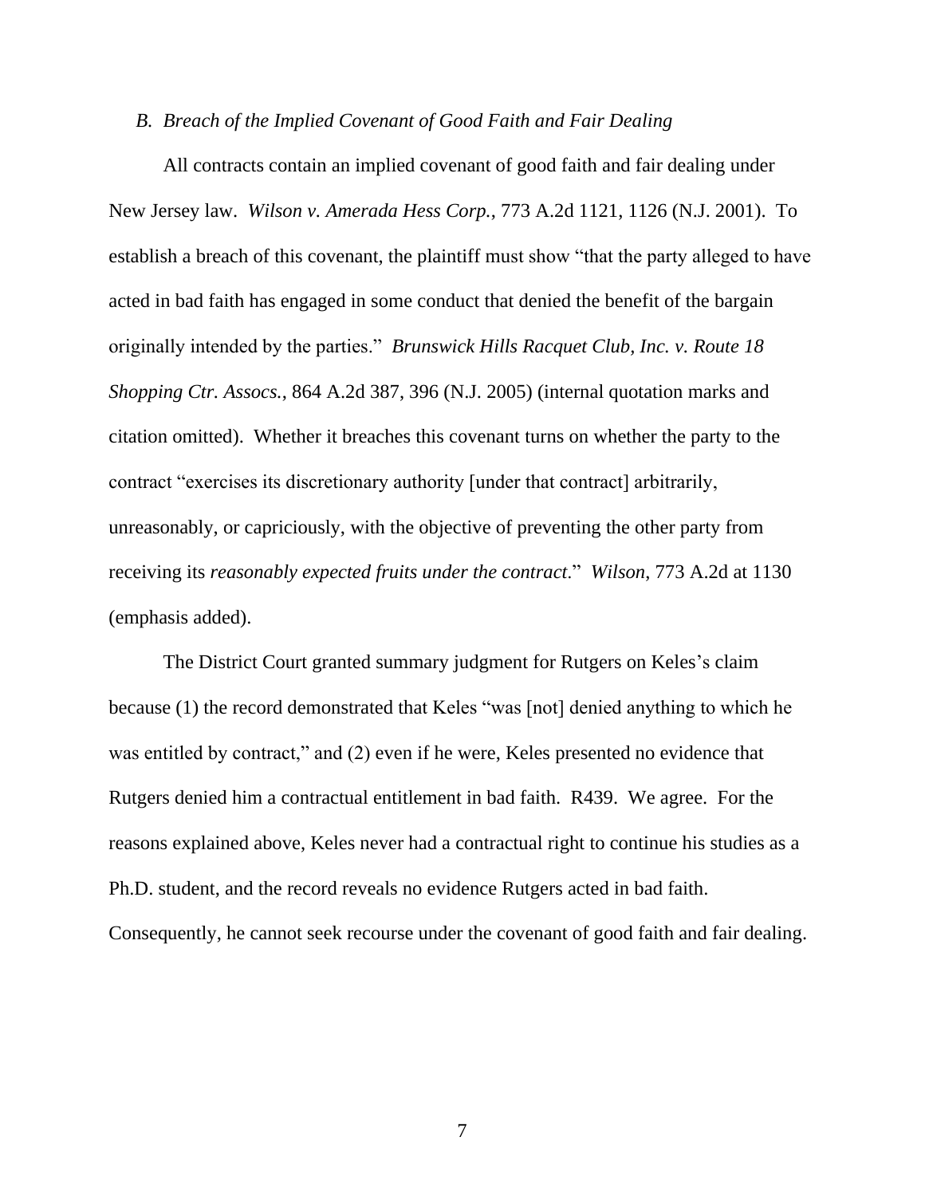### *B. Breach of the Implied Covenant of Good Faith and Fair Dealing*

All contracts contain an implied covenant of good faith and fair dealing under New Jersey law. *Wilson v. Amerada Hess Corp.*, 773 A.2d 1121, 1126 (N.J. 2001). To establish a breach of this covenant, the plaintiff must show "that the party alleged to have acted in bad faith has engaged in some conduct that denied the benefit of the bargain originally intended by the parties." *Brunswick Hills Racquet Club, Inc. v. Route 18 Shopping Ctr. Assocs.*, 864 A.2d 387, 396 (N.J. 2005) (internal quotation marks and citation omitted). Whether it breaches this covenant turns on whether the party to the contract "exercises its discretionary authority [under that contract] arbitrarily, unreasonably, or capriciously, with the objective of preventing the other party from receiving its *reasonably expected fruits under the contract*." *Wilson*, 773 A.2d at 1130 (emphasis added).

The District Court granted summary judgment for Rutgers on Keles's claim because (1) the record demonstrated that Keles "was [not] denied anything to which he was entitled by contract," and (2) even if he were, Keles presented no evidence that Rutgers denied him a contractual entitlement in bad faith. R439. We agree. For the reasons explained above, Keles never had a contractual right to continue his studies as a Ph.D. student, and the record reveals no evidence Rutgers acted in bad faith. Consequently, he cannot seek recourse under the covenant of good faith and fair dealing.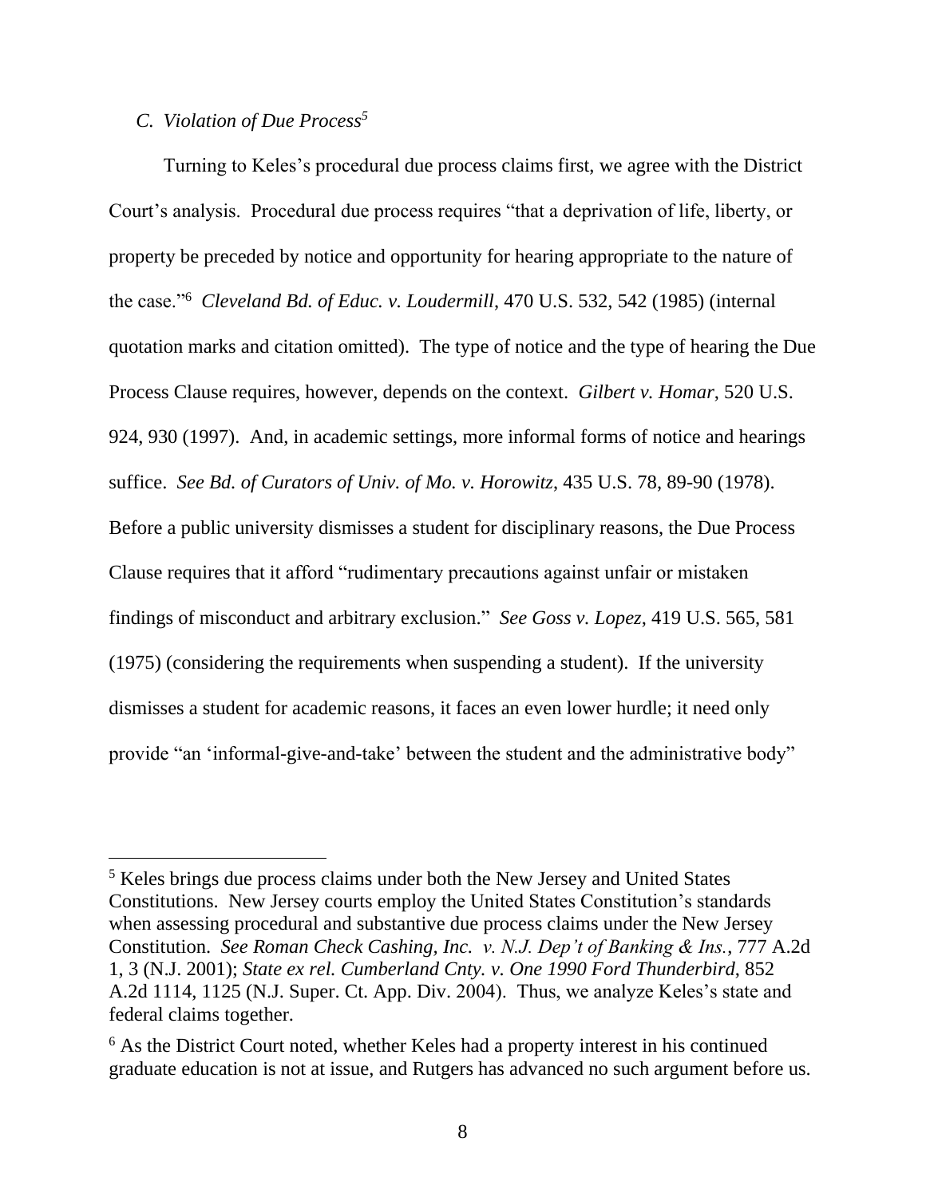### *C. Violation of Due Process*[5]

Turning to Keles's procedural due process claims first, we agree with the District Court's analysis. Procedural due process requires "that a deprivation of life, liberty, or property be preceded by notice and opportunity for hearing appropriate to the nature of the case."[6] *Cleveland Bd. of Educ. v. Loudermill*, 470 U.S. 532, 542 (1985) (internal quotation marks and citation omitted). The type of notice and the type of hearing the Due Process Clause requires, however, depends on the context. *Gilbert v. Homar*, 520 U.S. 924, 930 (1997). And, in academic settings, more informal forms of notice and hearings suffice. *See Bd. of Curators of Univ. of Mo. v. Horowitz*, 435 U.S. 78, 89-90 (1978). Before a public university dismisses a student for disciplinary reasons, the Due Process Clause requires that it afford "rudimentary precautions against unfair or mistaken findings of misconduct and arbitrary exclusion." *See Goss v. Lopez*, 419 U.S. 565, 581 (1975) (considering the requirements when suspending a student). If the university dismisses a student for academic reasons, it faces an even lower hurdle; it need only provide "an 'informal-give-and-take' between the student and the administrative body"

---

[5] Keles brings due process claims under both the New Jersey and United States Constitutions. New Jersey courts employ the United States Constitution's standards when assessing procedural and substantive due process claims under the New Jersey Constitution. *See Roman Check Cashing, Inc. v. N.J. Dep't of Banking & Ins.*, 777 A.2d 1, 3 (N.J. 2001); *State ex rel. Cumberland Cnty. v. One 1990 Ford Thunderbird*, 852 A.2d 1114, 1125 (N.J. Super. Ct. App. Div. 2004). Thus, we analyze Keles's state and federal claims together.

[6] As the District Court noted, whether Keles had a property interest in his continued graduate education is not at issue, and Rutgers has advanced no such argument before us.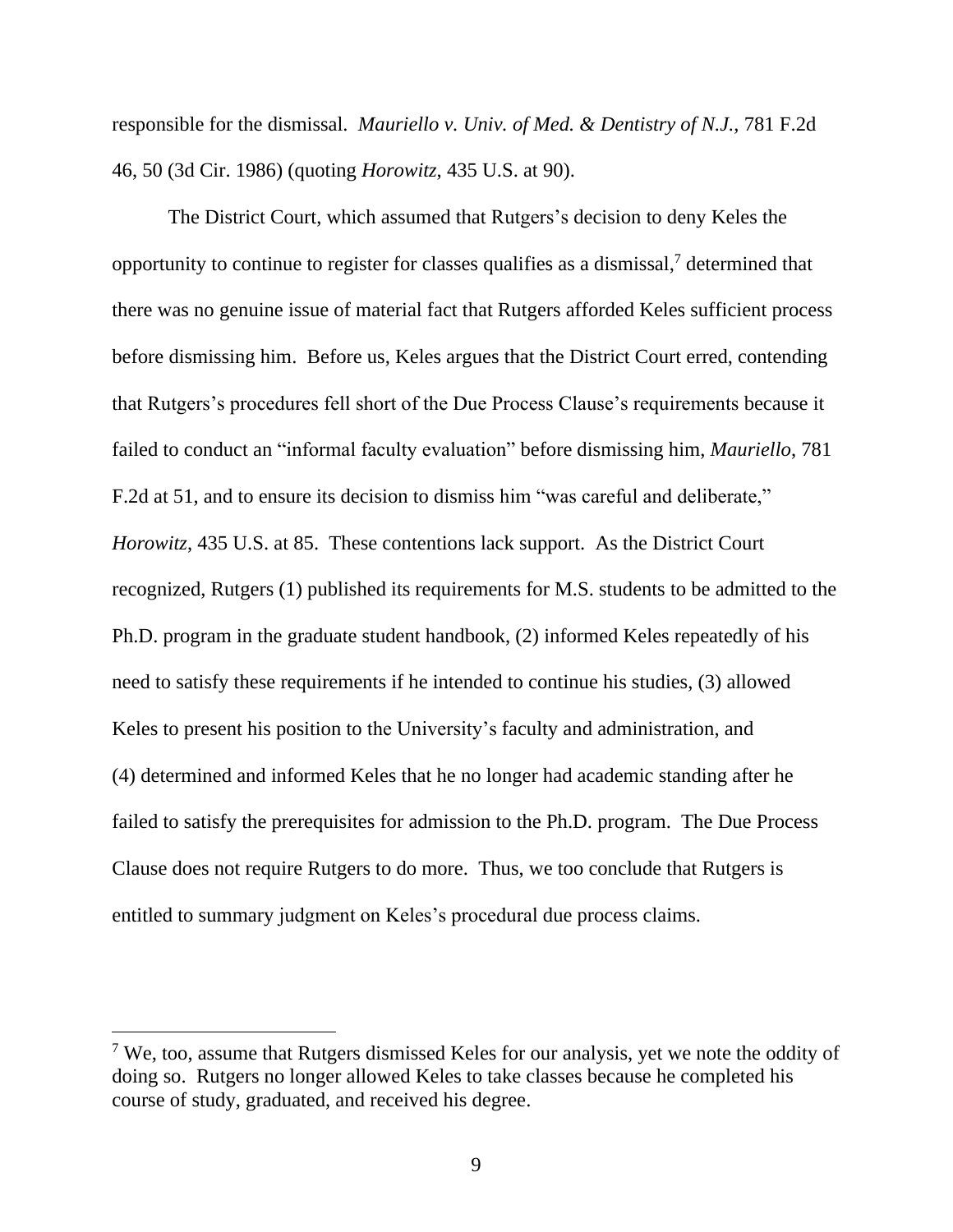responsible for the dismissal. *Mauriello v. Univ. of Med. & Dentistry of N.J.*, 781 F.2d 46, 50 (3d Cir. 1986) (quoting *Horowitz*, 435 U.S. at 90).

The District Court, which assumed that Rutgers's decision to deny Keles the opportunity to continue to register for classes qualifies as a dismissal,[7] determined that there was no genuine issue of material fact that Rutgers afforded Keles sufficient process before dismissing him. Before us, Keles argues that the District Court erred, contending that Rutgers's procedures fell short of the Due Process Clause's requirements because it failed to conduct an "informal faculty evaluation" before dismissing him, *Mauriello*, 781 F.2d at 51, and to ensure its decision to dismiss him "was careful and deliberate," *Horowitz*, 435 U.S. at 85. These contentions lack support. As the District Court recognized, Rutgers (1) published its requirements for M.S. students to be admitted to the Ph.D. program in the graduate student handbook, (2) informed Keles repeatedly of his need to satisfy these requirements if he intended to continue his studies, (3) allowed Keles to present his position to the University's faculty and administration, and (4) determined and informed Keles that he no longer had academic standing after he failed to satisfy the prerequisites for admission to the Ph.D. program. The Due Process Clause does not require Rutgers to do more. Thus, we too conclude that Rutgers is entitled to summary judgment on Keles's procedural due process claims.

---

[7] We, too, assume that Rutgers dismissed Keles for our analysis, yet we note the oddity of doing so. Rutgers no longer allowed Keles to take classes because he completed his course of study, graduated, and received his degree.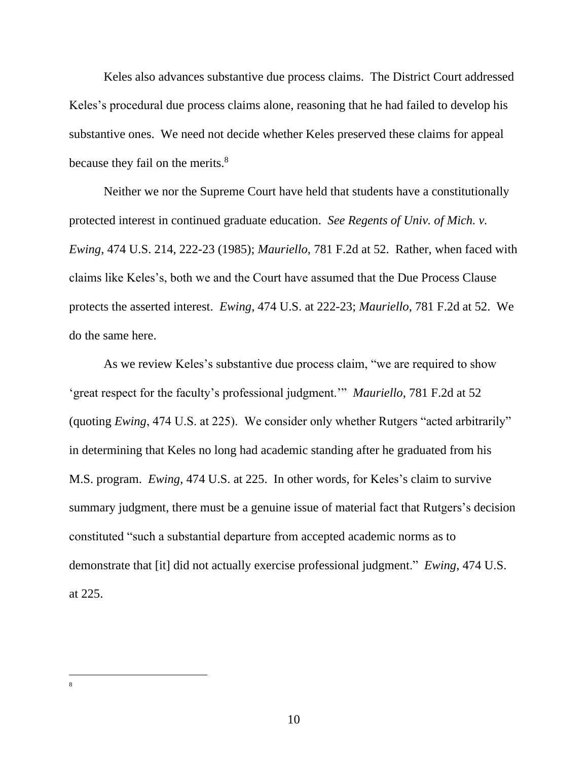Keles also advances substantive due process claims. The District Court addressed Keles's procedural due process claims alone, reasoning that he had failed to develop his substantive ones. We need not decide whether Keles preserved these claims for appeal because they fail on the merits.[8]

Neither we nor the Supreme Court have held that students have a constitutionally protected interest in continued graduate education. *See Regents of Univ. of Mich. v. Ewing*, 474 U.S. 214, 222-23 (1985); *Mauriello*, 781 F.2d at 52. Rather, when faced with claims like Keles's, both we and the Court have assumed that the Due Process Clause protects the asserted interest. *Ewing*, 474 U.S. at 222-23; *Mauriello*, 781 F.2d at 52. We do the same here.

As we review Keles's substantive due process claim, "we are required to show 'great respect for the faculty's professional judgment.'" *Mauriello*, 781 F.2d at 52 (quoting *Ewing*, 474 U.S. at 225). We consider only whether Rutgers "acted arbitrarily" in determining that Keles no long had academic standing after he graduated from his M.S. program. *Ewing*, 474 U.S. at 225. In other words, for Keles's claim to survive summary judgment, there must be a genuine issue of material fact that Rutgers's decision constituted "such a substantial departure from accepted academic norms as to demonstrate that [it] did not actually exercise professional judgment." *Ewing*, 474 U.S. at 225.

---

[8]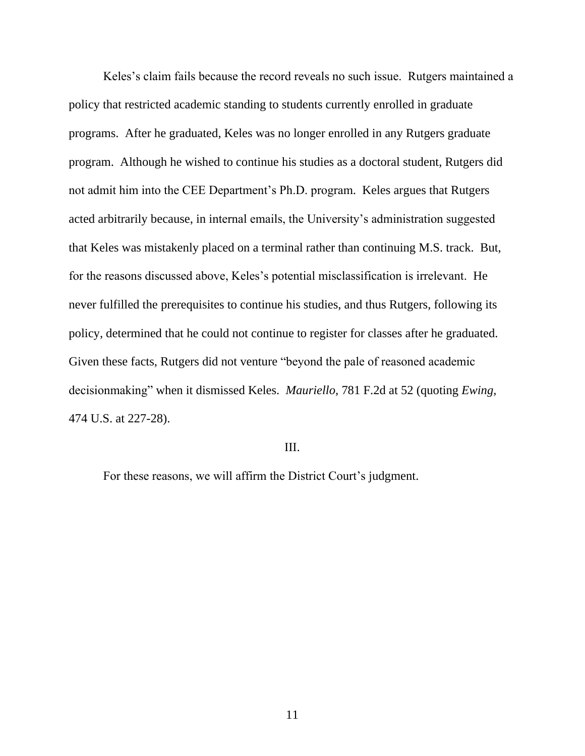Keles's claim fails because the record reveals no such issue. Rutgers maintained a policy that restricted academic standing to students currently enrolled in graduate programs. After he graduated, Keles was no longer enrolled in any Rutgers graduate program. Although he wished to continue his studies as a doctoral student, Rutgers did not admit him into the CEE Department's Ph.D. program. Keles argues that Rutgers acted arbitrarily because, in internal emails, the University's administration suggested that Keles was mistakenly placed on a terminal rather than continuing M.S. track. But, for the reasons discussed above, Keles's potential misclassification is irrelevant. He never fulfilled the prerequisites to continue his studies, and thus Rutgers, following its policy, determined that he could not continue to register for classes after he graduated. Given these facts, Rutgers did not venture "beyond the pale of reasoned academic decisionmaking" when it dismissed Keles. *Mauriello*, 781 F.2d at 52 (quoting *Ewing*, 474 U.S. at 227-28).

## III.

For these reasons, we will affirm the District Court's judgment.